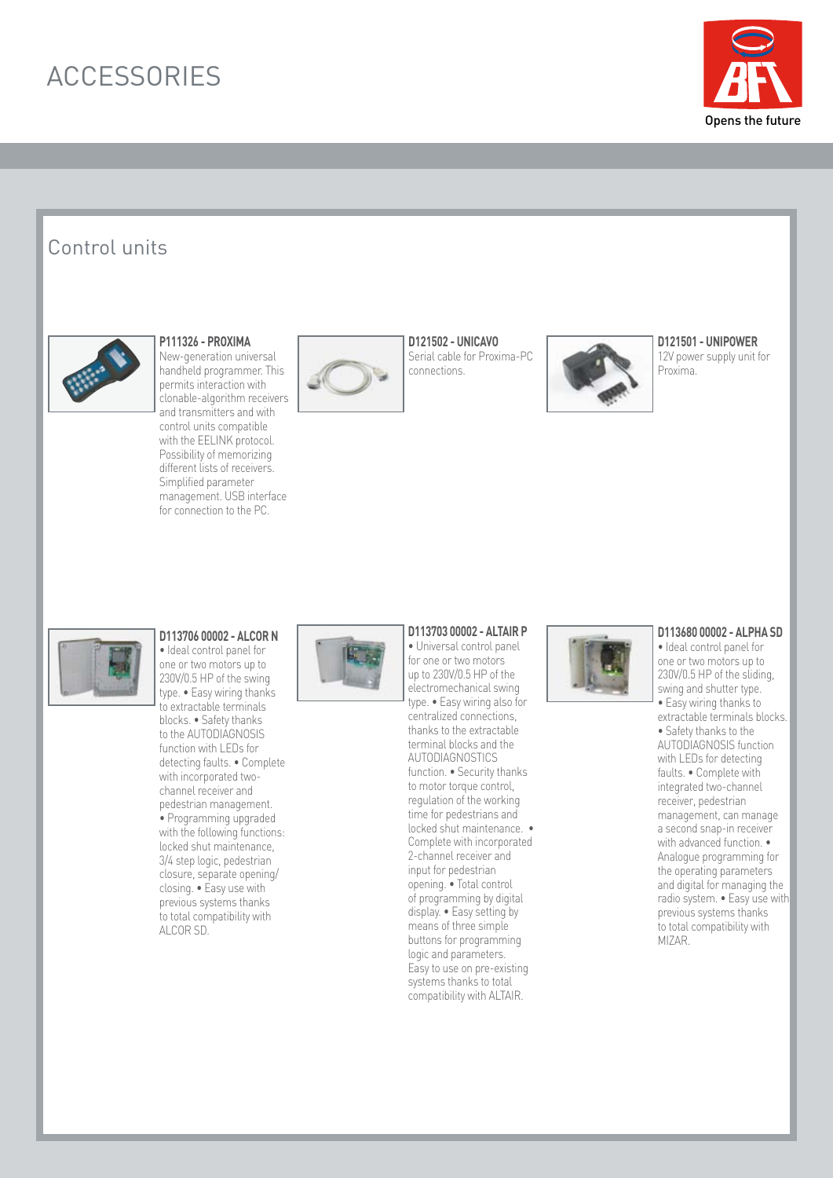# ACCESSORIES

Opens the future

## Control units

**P111326 - PROXIMA**
New-generation universal handheld programmer. This permits interaction with clonable-algorithm receivers and transmitters and with control units compatible with the EELINK protocol. Possibility of memorizing different lists of receivers. Simplified parameter management. USB interface for connection to the PC.

**D121502 - UNICAVO**
Serial cable for Proxima-PC connections.

**D121501 - UNIPOWER**
12V power supply unit for Proxima.

**D113706 00002 - ALCOR N**
• Ideal control panel for one or two motors up to 230V/0.5 HP of the swing type. • Easy wiring thanks to extractable terminals blocks. • Safety thanks to the AUTODIAGNOSIS function with LEDs for detecting faults. • Complete with incorporated two-channel receiver and pedestrian management. • Programming upgraded with the following functions: locked shut maintenance, 3/4 step logic, pedestrian closure, separate opening/closing. • Easy use with previous systems thanks to total compatibility with ALCOR SD.

**D113703 00002 - ALTAIR P**
• Universal control panel for one or two motors up to 230V/0.5 HP of the electromechanical swing type. • Easy wiring also for centralized connections, thanks to the extractable terminal blocks and the AUTODIAGNOSTICS function. • Security thanks to motor torque control, regulation of the working time for pedestrians and locked shut maintenance. • Complete with incorporated 2-channel receiver and input for pedestrian opening. • Total control of programming by digital display. • Easy setting by means of three simple buttons for programming logic and parameters. Easy to use on pre-existing systems thanks to total compatibility with ALTAIR.

**D113680 00002 - ALPHA SD**
• Ideal control panel for one or two motors up to 230V/0.5 HP of the sliding, swing and shutter type. • Easy wiring thanks to extractable terminals blocks. • Safety thanks to the AUTODIAGNOSIS function with LEDs for detecting faults. • Complete with integrated two-channel receiver, pedestrian management, can manage a second snap-in receiver with advanced function. • Analogue programming for the operating parameters and digital for managing the radio system. • Easy use with previous systems thanks to total compatibility with MIZAR.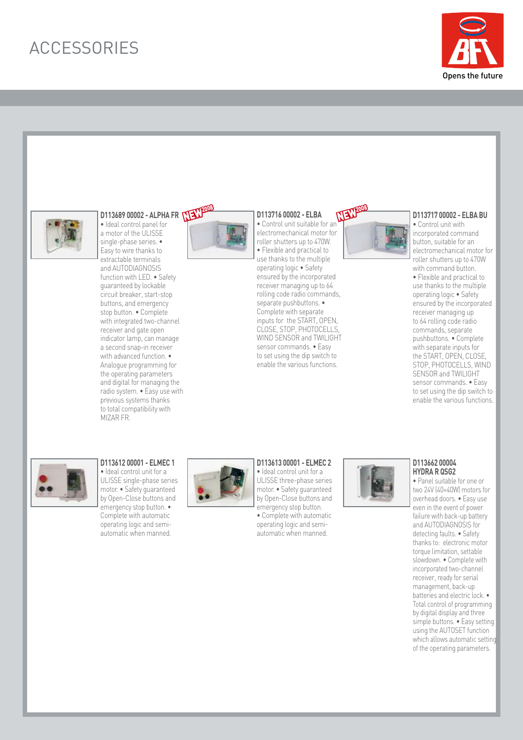# ACCESSORIES

BFT — Opens the future

### D113689 00002 - ALPHA FR NEW 2008

• Ideal control panel for a motor of the ULISSE single-phase series. • Easy to wire thanks to extractable terminals and AUTODIAGNOSIS function with LED. • Safety guaranteed by lockable circuit breaker, start-stop buttons, and emergency stop button. • Complete with integrated two-channel receiver and gate open indicator lamp, can manage a second snap-in receiver with advanced function. • Analogue programming for the operating parameters and digital for managing the radio system. • Easy use with previous systems thanks to total compatibility with MIZAR FR.

### D113716 00002 - ELBA NEW 2008

• Control unit suitable for an electromechanical motor for roller shutters up to 470W. • Flexible and practical to use thanks to the multiple operating logic • Safety ensured by the incorporated receiver managing up to 64 rolling code radio commands, separate pushbuttons. • Complete with separate inputs for the START, OPEN, CLOSE, STOP, PHOTOCELLS, WIND SENSOR and TWILIGHT sensor commands. • Easy to set using the dip switch to enable the various functions.

### D113717 00002 - ELBA BU

• Control unit with incorporated command button, suitable for an electromechanical motor for roller shutters up to 470W with command button. • Flexible and practical to use thanks to the multiple operating logic • Safety ensured by the incorporated receiver managing up to 64 rolling code radio commands, separate pushbuttons. • Complete with separate inputs for the START, OPEN, CLOSE, STOP, PHOTOCELLS, WIND SENSOR and TWILIGHT sensor commands. • Easy to set using the dip switch to enable the various functions.

### D113612 00001 - ELMEC 1

• Ideal control unit for a ULISSE single-phase series motor. • Safety guaranteed by Open-Close buttons and emergency stop button. • Complete with automatic operating logic and semi-automatic when manned.

### D113613 00001 - ELMEC 2

• Ideal control unit for a ULISSE three-phase series motor. • Safety guaranteed by Open-Close buttons and emergency stop button. • Complete with automatic operating logic and semi-automatic when manned.

### D113662 00004 HYDRA R QSG2

• Panel suitable for one or two 24V (40+40W) motors for overhead doors. • Easy use even in the event of power failure with back-up battery and AUTODIAGNOSIS for detecting faults. • Safety thanks to: electronic motor torque limitation, settable slowdown. • Complete with incorporated two-channel receiver, ready for serial management, back-up batteries and electric lock. • Total control of programming by digital display and three simple buttons. • Easy setting using the AUTOSET function which allows automatic setting of the operating parameters.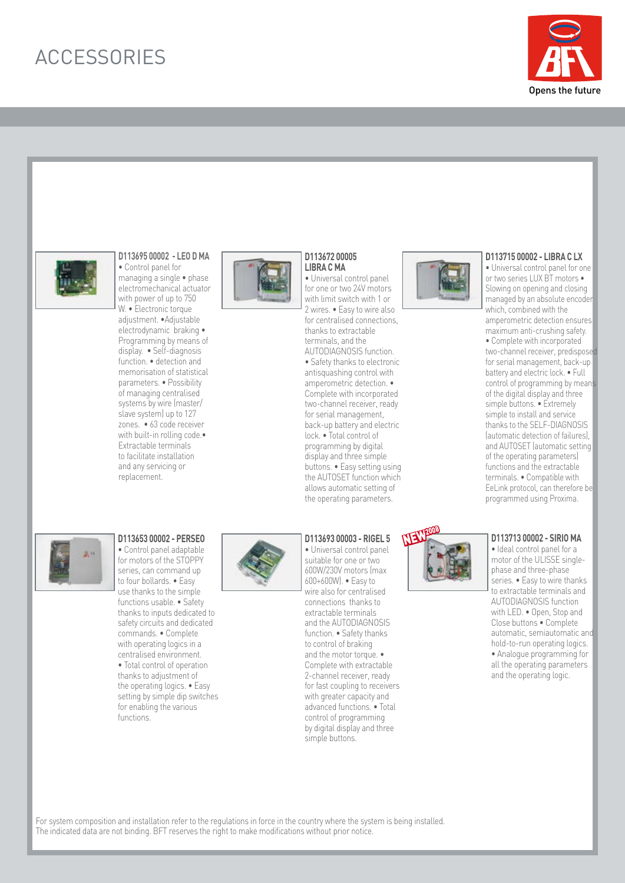# ACCESSORIES

Opens the future

### D113695 00002 - LEO D MA

• Control panel for managing a single • phase electromechanical actuator with power of up to 750 W. • Electronic torque adjustment. •Adjustable electrodynamic braking • Programming by means of display. • Self-diagnosis function. • detection and memorisation of statistical parameters. • Possibility of managing centralised systems by wire (master/slave system) up to 127 zones. • 63 code receiver with built-in rolling code.• Extractable terminals to facilitate installation and any servicing or replacement.

### D113672 00005 LIBRA C MA

• Universal control panel for one or two 24V motors with limit switch with 1 or 2 wires. • Easy to wire also for centralised connections, thanks to extractable terminals, and the AUTODIAGNOSIS function. • Safety thanks to electronic antisquashing control with amperometric detection. • Complete with incorporated two-channel receiver, ready for serial management, back-up battery and electric lock. • Total control of programming by digital display and three simple buttons. • Easy setting using the AUTOSET function which allows automatic setting of the operating parameters.

### D113715 00002 - LIBRA C LX

• Universal control panel for one or two series LUX BT motors • Slowing on opening and closing managed by an absolute encoder which, combined with the amperometric detection ensures maximum anti-crushing safety. • Complete with incorporated two-channel receiver, predisposed for serial management, back-up battery and electric lock. • Full control of programming by means of the digital display and three simple buttons. • Extremely simple to install and service thanks to the SELF-DIAGNOSIS (automatic detection of failures), and AUTOSET (automatic setting of the operating parameters) functions and the extractable terminals. • Compatible with EeLink protocol, can therefore be programmed using Proxima.

### D113653 00002 - PERSEO

• Control panel adaptable for motors of the STOPPY series, can command up to four bollards. • Easy use thanks to the simple functions usable. • Safety thanks to inputs dedicated to safety circuits and dedicated commands. • Complete with operating logics in a centralised environment. • Total control of operation thanks to adjustment of the operating logics. • Easy setting by simple dip switches for enabling the various functions.

### D113693 00003 - RIGEL 5

• Universal control panel suitable for one or two 600W/230V motors (max 600+600W). • Easy to wire also for centralised connections thanks to extractable terminals and the AUTODIAGNOSIS function. • Safety thanks to control of braking and the motor torque. • Complete with extractable 2-channel receiver, ready for fast coupling to receivers with greater capacity and advanced functions. • Total control of programming by digital display and three simple buttons.

NEW 2008

### D113713 00002 - SIRIO MA

• Ideal control panel for a motor of the ULISSE single-phase and three-phase series. • Easy to wire thanks to extractable terminals and AUTODIAGNOSIS function with LED. • Open, Stop and Close buttons • Complete automatic, semiautomatic and hold-to-run operating logics. • Analogue programming for all the operating parameters and the operating logic.

For system composition and installation refer to the regulations in force in the country where the system is being installed.
The indicated data are not binding. BFT reserves the right to make modifications without prior notice.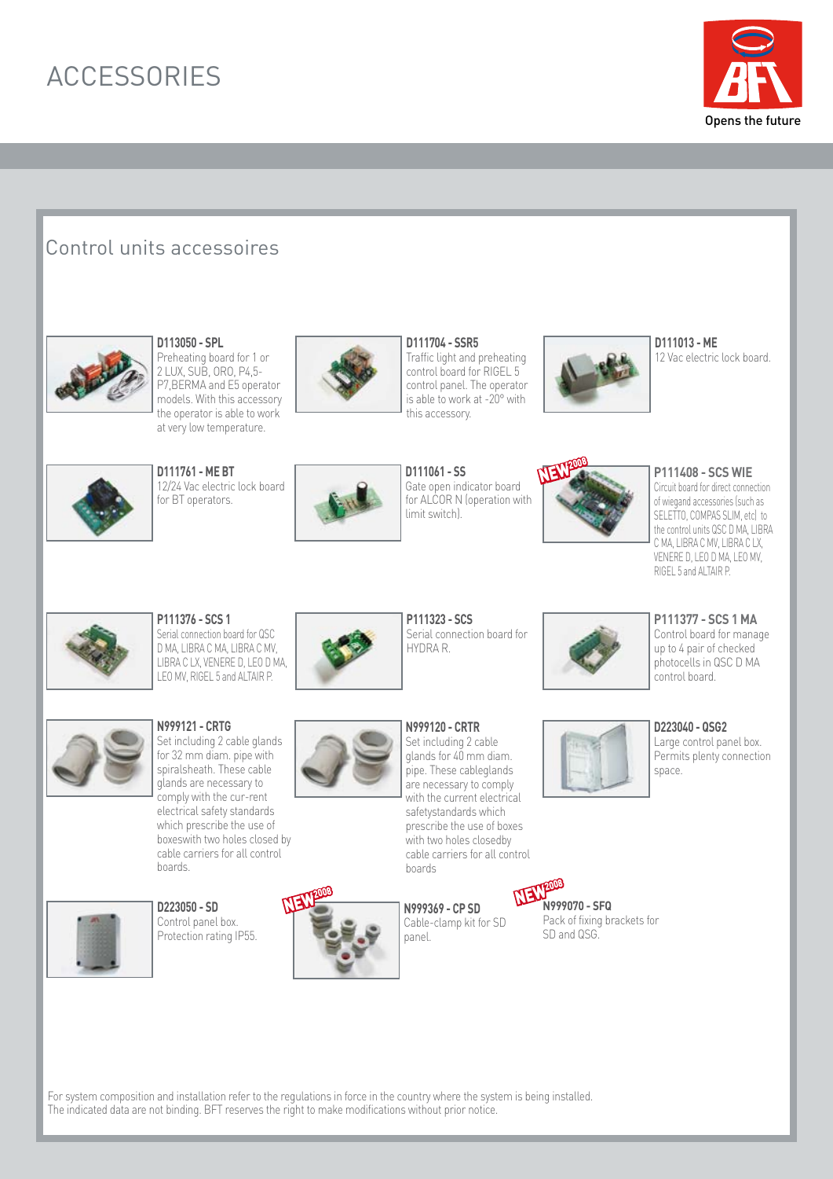# ACCESSORIES

Opens the future

## Control units accessoires

**D113050 - SPL**
Preheating board for 1 or 2 LUX, SUB, ORO, P4,5-P7,BERMA and E5 operator models. With this accessory the operator is able to work at very low temperature.

**D111704 - SSR5**
Traffic light and preheating control board for RIGEL 5 control panel. The operator is able to work at -20° with this accessory.

**D111013 - ME**
12 Vac electric lock board.

**D111761 - ME BT**
12/24 Vac electric lock board for BT operators.

**D111061 - SS**
Gate open indicator board for ALCOR N (operation with limit switch).

NEW 2008

**P111408 - SCS WIE**
Circuit board for direct connection of wiegand accessories (such as SELETTO, COMPAS SLIM, etc) to the control units QSC D MA, LIBRA C MA, LIBRA C MV, LIBRA C LX, VENERE D, LEO D MA, LEO MV, RIGEL 5 and ALTAIR P.

**P111376 - SCS 1**
Serial connection board for QSC D MA, LIBRA C MA, LIBRA C MV, LIBRA C LX, VENERE D, LEO D MA, LEO MV, RIGEL 5 and ALTAIR P.

**P111323 - SCS**
Serial connection board for HYDRA R.

**P111377 - SCS 1 MA**
Control board for manage up to 4 pair of checked photocells in QSC D MA control board.

**N999121 - CRTG**
Set including 2 cable glands for 32 mm diam. pipe with spiralsheath. These cable glands are necessary to comply with the cur-rent electrical safety standards which prescribe the use of boxeswith two holes closed by cable carriers for all control boards.

**N999120 - CRTR**
Set including 2 cable glands for 40 mm diam. pipe. These cableglands are necessary to comply with the current electrical safetystandards which prescribe the use of boxes with two holes closedby cable carriers for all control boards

**D223040 - QSG2**
Large control panel box. Permits plenty connection space.

**D223050 - SD**
Control panel box. Protection rating IP55.

NEW 2008

**N999369 - CP SD**
Cable-clamp kit for SD panel.

NEW 2008

**N999070 - SFQ**
Pack of fixing brackets for SD and QSG.

For system composition and installation refer to the regulations in force in the country where the system is being installed.
The indicated data are not binding. BFT reserves the right to make modifications without prior notice.